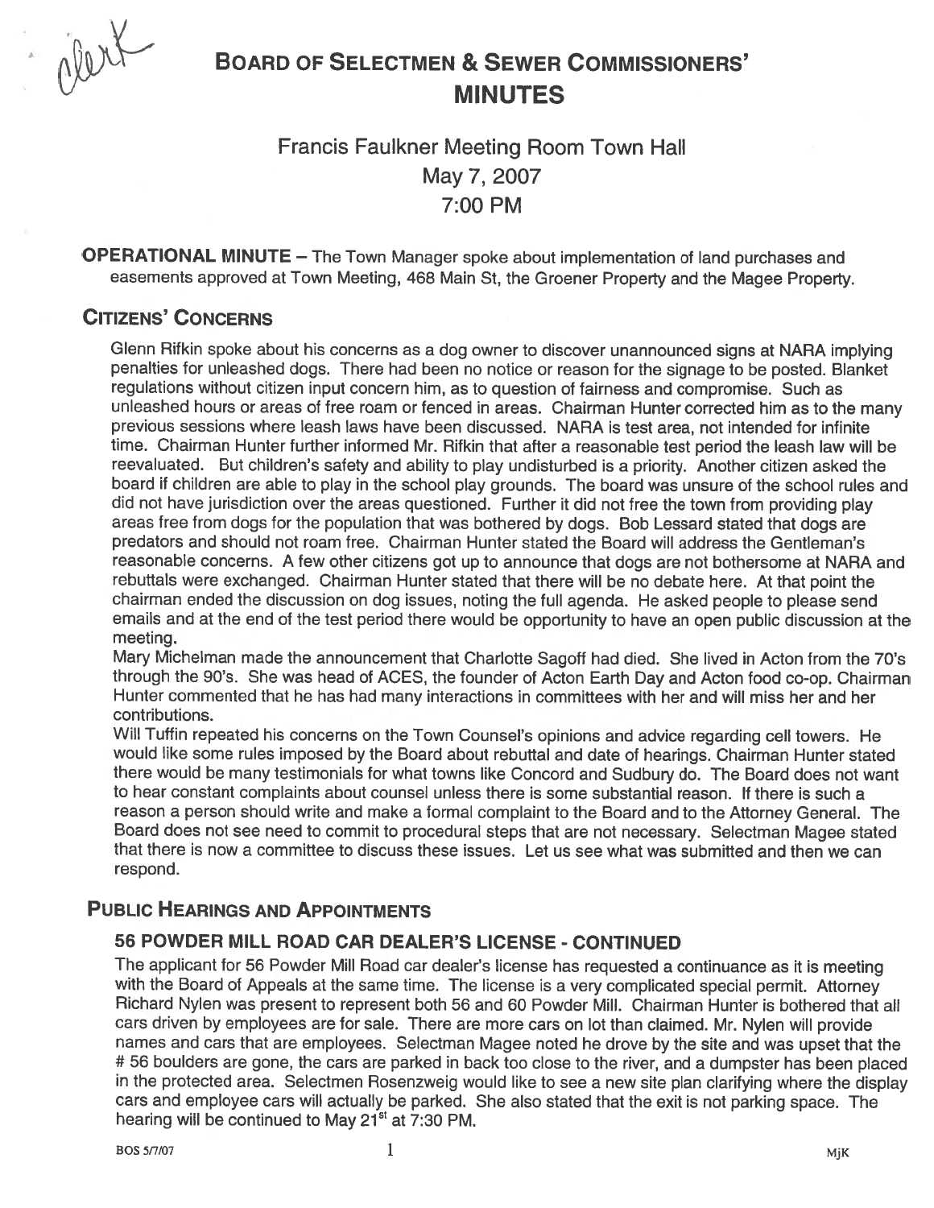# BOARD OF SELECTMEN & SEWER COMMISSIONERS' MINUTES

## Francis Faulkner Meeting Room Town Hall
## May 7, 2007
## 7:00 PM

**OPERATIONAL MINUTE** – The Town Manager spoke about implementation of land purchases and easements approved at Town Meeting, 468 Main St, the Groener Property and the Magee Property.

## CITIZENS' CONCERNS

Glenn Rifkin spoke about his concerns as a dog owner to discover unannounced signs at NARA implying penalties for unleashed dogs. There had been no notice or reason for the signage to be posted. Blanket regulations without citizen input concern him, as to question of fairness and compromise. Such as unleashed hours or areas of free roam or fenced in areas. Chairman Hunter corrected him as to the many previous sessions where leash laws have been discussed. NARA is test area, not intended for infinite time. Chairman Hunter further informed Mr. Rifkin that after a reasonable test period the leash law will be reevaluated. But children's safety and ability to play undisturbed is a priority. Another citizen asked the board if children are able to play in the school play grounds. The board was unsure of the school rules and did not have jurisdiction over the areas questioned. Further it did not free the town from providing play areas free from dogs for the population that was bothered by dogs. Bob Lessard stated that dogs are predators and should not roam free. Chairman Hunter stated the Board will address the Gentleman's reasonable concerns. A few other citizens got up to announce that dogs are not bothersome at NARA and rebuttals were exchanged. Chairman Hunter stated that there will be no debate here. At that point the chairman ended the discussion on dog issues, noting the full agenda. He asked people to please send emails and at the end of the test period there would be opportunity to have an open public discussion at the meeting.

Mary Michelman made the announcement that Charlotte Sagoff had died. She lived in Acton from the 70's through the 90's. She was head of ACES, the founder of Acton Earth Day and Acton food co-op. Chairman Hunter commented that he has had many interactions in committees with her and will miss her and her contributions.

Will Tuffin repeated his concerns on the Town Counsel's opinions and advice regarding cell towers. He would like some rules imposed by the Board about rebuttal and date of hearings. Chairman Hunter stated there would be many testimonials for what towns like Concord and Sudbury do. The Board does not want to hear constant complaints about counsel unless there is some substantial reason. If there is such a reason a person should write and make a formal complaint to the Board and to the Attorney General. The Board does not see need to commit to procedural steps that are not necessary. Selectman Magee stated that there is now a committee to discuss these issues. Let us see what was submitted and then we can respond.

## PUBLIC HEARINGS AND APPOINTMENTS

### 56 POWDER MILL ROAD CAR DEALER'S LICENSE - CONTINUED

The applicant for 56 Powder Mill Road car dealer's license has requested a continuance as it is meeting with the Board of Appeals at the same time. The license is a very complicated special permit. Attorney Richard Nylen was present to represent both 56 and 60 Powder Mill. Chairman Hunter is bothered that all cars driven by employees are for sale. There are more cars on lot than claimed. Mr. Nylen will provide names and cars that are employees. Selectman Magee noted he drove by the site and was upset that the # 56 boulders are gone, the cars are parked in back too close to the river, and a dumpster has been placed in the protected area. Selectmen Rosenzweig would like to see a new site plan clarifying where the display cars and employee cars will actually be parked. She also stated that the exit is not parking space. The hearing will be continued to May 21st at 7:30 PM.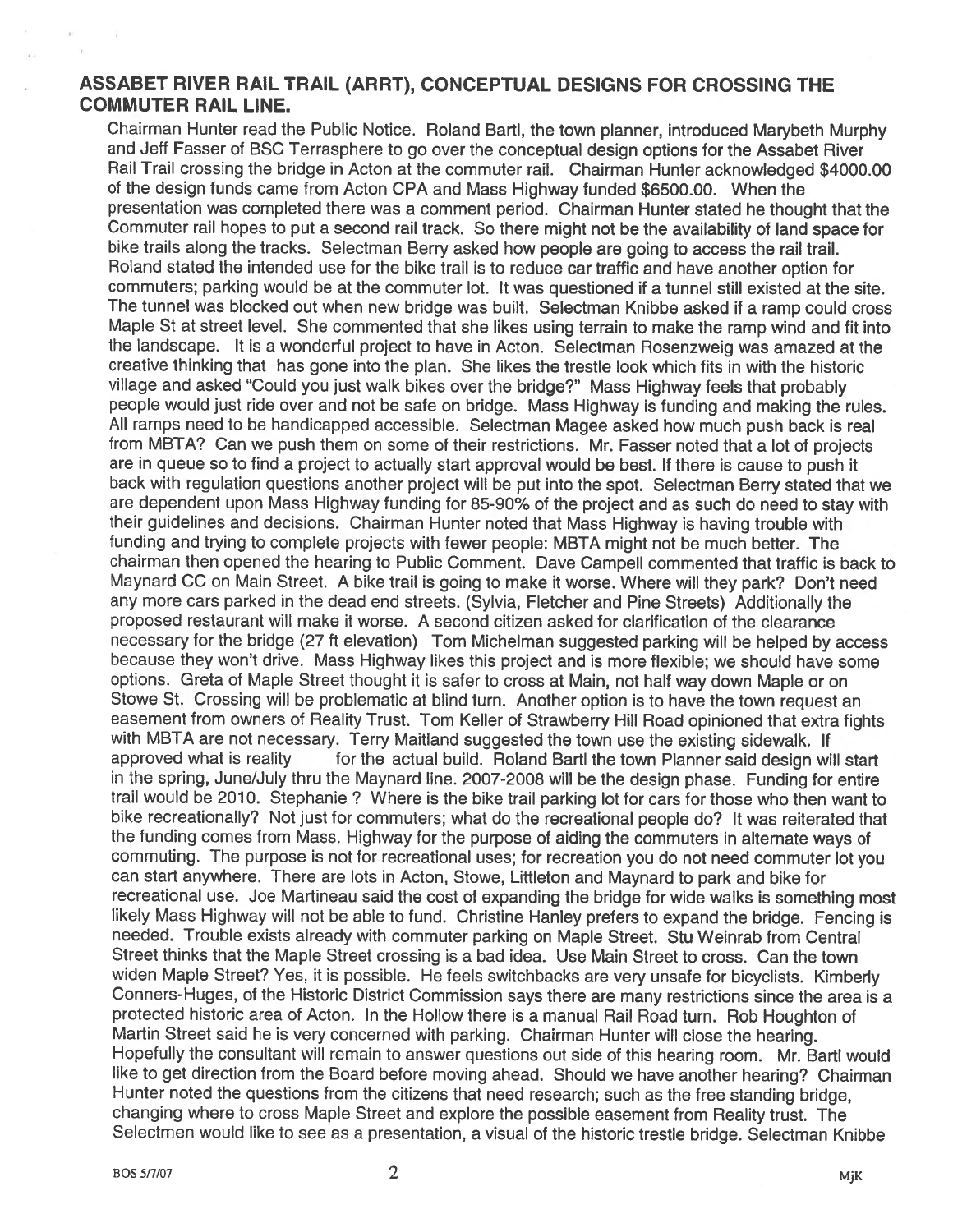## ASSABET RIVER RAIL TRAIL (ARRT), CONCEPTUAL DESIGNS FOR CROSSING THE COMMUTER RAIL LINE.

Chairman Hunter read the Public Notice. Roland Bartl, the town planner, introduced Marybeth Murphy and Jeff Fasser of BSC Terrasphere to go over the conceptual design options for the Assabet River Rail Trail crossing the bridge in Acton at the commuter rail. Chairman Hunter acknowledged $4000.00 of the design funds came from Acton CPA and Mass Highway funded $6500.00. When the presentation was completed there was a comment period. Chairman Hunter stated he thought that the Commuter rail hopes to put a second rail track. So there might not be the availability of land space for bike trails along the tracks. Selectman Berry asked how people are going to access the rail trail. Roland stated the intended use for the bike trail is to reduce car traffic and have another option for commuters; parking would be at the commuter lot. It was questioned if a tunnel still existed at the site. The tunnel was blocked out when new bridge was built. Selectman Knibbe asked if a ramp could cross Maple St at street level. She commented that she likes using terrain to make the ramp wind and fit into the landscape. It is a wonderful project to have in Acton. Selectman Rosenzweig was amazed at the creative thinking that has gone into the plan. She likes the trestle look which fits in with the historic village and asked "Could you just walk bikes over the bridge?" Mass Highway feels that probably people would just ride over and not be safe on bridge. Mass Highway is funding and making the rules. All ramps need to be handicapped accessible. Selectman Magee asked how much push back is real from MBTA? Can we push them on some of their restrictions. Mr. Fasser noted that a lot of projects are in queue so to find a project to actually start approval would be best. If there is cause to push it back with regulation questions another project will be put into the spot. Selectman Berry stated that we are dependent upon Mass Highway funding for 85-90% of the project and as such do need to stay with their guidelines and decisions. Chairman Hunter noted that Mass Highway is having trouble with funding and trying to complete projects with fewer people: MBTA might not be much better. The chairman then opened the hearing to Public Comment. Dave Campell commented that traffic is back to Maynard CC on Main Street. A bike trail is going to make it worse. Where will they park? Don't need any more cars parked in the dead end streets. (Sylvia, Fletcher and Pine Streets) Additionally the proposed restaurant will make it worse. A second citizen asked for clarification of the clearance necessary for the bridge (27 ft elevation) Tom Michelman suggested parking will be helped by access because they won't drive. Mass Highway likes this project and is more flexible; we should have some options. Greta of Maple Street thought it is safer to cross at Main, not half way down Maple or on Stowe St. Crossing will be problematic at blind turn. Another option is to have the town request an easement from owners of Reality Trust. Tom Keller of Strawberry Hill Road opinioned that extra fights with MBTA are not necessary. Terry Maitland suggested the town use the existing sidewalk. If approved what is reality for the actual build. Roland Bartl the town Planner said design will start in the spring, June/July thru the Maynard line. 2007-2008 will be the design phase. Funding for entire trail would be 2010. Stephanie ? Where is the bike trail parking lot for cars for those who then want to bike recreationally? Not just for commuters; what do the recreational people do? It was reiterated that the funding comes from Mass. Highway for the purpose of aiding the commuters in alternate ways of commuting. The purpose is not for recreational uses; for recreation you do not need commuter lot you can start anywhere. There are lots in Acton, Stowe, Littleton and Maynard to park and bike for recreational use. Joe Martineau said the cost of expanding the bridge for wide walks is something most likely Mass Highway will not be able to fund. Christine Hanley prefers to expand the bridge. Fencing is needed. Trouble exists already with commuter parking on Maple Street. Stu Weinrab from Central Street thinks that the Maple Street crossing is a bad idea. Use Main Street to cross. Can the town widen Maple Street? Yes, it is possible. He feels switchbacks are very unsafe for bicyclists. Kimberly Conners-Huges, of the Historic District Commission says there are many restrictions since the area is a protected historic area of Acton. In the Hollow there is a manual Rail Road turn. Rob Houghton of Martin Street said he is very concerned with parking. Chairman Hunter will close the hearing. Hopefully the consultant will remain to answer questions out side of this hearing room. Mr. Bartl would like to get direction from the Board before moving ahead. Should we have another hearing? Chairman Hunter noted the questions from the citizens that need research; such as the free standing bridge, changing where to cross Maple Street and explore the possible easement from Reality trust. The Selectmen would like to see as a presentation, a visual of the historic trestle bridge. Selectman Knibbe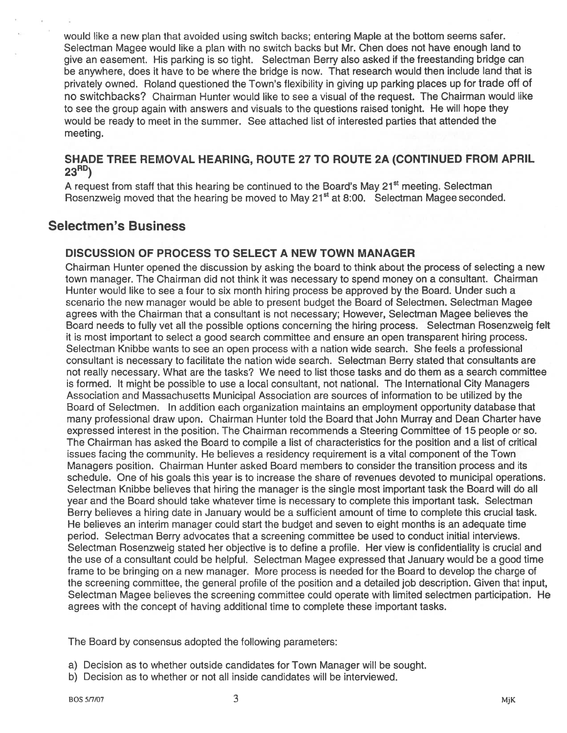would like a new plan that avoided using switch backs; entering Maple at the bottom seems safer. Selectman Magee would like a plan with no switch backs but Mr. Chen does not have enough land to give an easement. His parking is so tight. Selectman Berry also asked if the freestanding bridge can be anywhere, does it have to be where the bridge is now. That research would then include land that is privately owned. Roland questioned the Town's flexibility in giving up parking places up for trade off of no switchbacks? Chairman Hunter would like to see a visual of the request. The Chairman would like to see the group again with answers and visuals to the questions raised tonight. He will hope they would be ready to meet in the summer. See attached list of interested parties that attended the meeting.

### SHADE TREE REMOVAL HEARING, ROUTE 27 TO ROUTE 2A (CONTINUED FROM APRIL 23RD)

A request from staff that this hearing be continued to the Board's May 21st meeting. Selectman Rosenzweig moved that the hearing be moved to May 21st at 8:00. Selectman Magee seconded.

## Selectmen's Business

### DISCUSSION OF PROCESS TO SELECT A NEW TOWN MANAGER

Chairman Hunter opened the discussion by asking the board to think about the process of selecting a new town manager. The Chairman did not think it was necessary to spend money on a consultant. Chairman Hunter would like to see a four to six month hiring process be approved by the Board. Under such a scenario the new manager would be able to present budget the Board of Selectmen. Selectman Magee agrees with the Chairman that a consultant is not necessary; However, Selectman Magee believes the Board needs to fully vet all the possible options concerning the hiring process. Selectman Rosenzweig felt it is most important to select a good search committee and ensure an open transparent hiring process. Selectman Knibbe wants to see an open process with a nation wide search. She feels a professional consultant is necessary to facilitate the nation wide search. Selectman Berry stated that consultants are not really necessary. What are the tasks? We need to list those tasks and do them as a search committee is formed. It might be possible to use a local consultant, not national. The International City Managers Association and Massachusetts Municipal Association are sources of information to be utilized by the Board of Selectmen. In addition each organization maintains an employment opportunity database that many professional draw upon. Chairman Hunter told the Board that John Murray and Dean Charter have expressed interest in the position. The Chairman recommends a Steering Committee of 15 people or so. The Chairman has asked the Board to compile a list of characteristics for the position and a list of critical issues facing the community. He believes a residency requirement is a vital component of the Town Managers position. Chairman Hunter asked Board members to consider the transition process and its schedule. One of his goals this year is to increase the share of revenues devoted to municipal operations. Selectman Knibbe believes that hiring the manager is the single most important task the Board will do all year and the Board should take whatever time is necessary to complete this important task. Selectman Berry believes a hiring date in January would be a sufficient amount of time to complete this crucial task. He believes an interim manager could start the budget and seven to eight months is an adequate time period. Selectman Berry advocates that a screening committee be used to conduct initial interviews. Selectman Rosenzweig stated her objective is to define a profile. Her view is confidentiality is crucial and the use of a consultant could be helpful. Selectman Magee expressed that January would be a good time frame to be bringing on a new manager. More process is needed for the Board to develop the charge of the screening committee, the general profile of the position and a detailed job description. Given that input, Selectman Magee believes the screening committee could operate with limited selectmen participation. He agrees with the concept of having additional time to complete these important tasks.

The Board by consensus adopted the following parameters:

a) Decision as to whether outside candidates for Town Manager will be sought.
b) Decision as to whether or not all inside candidates will be interviewed.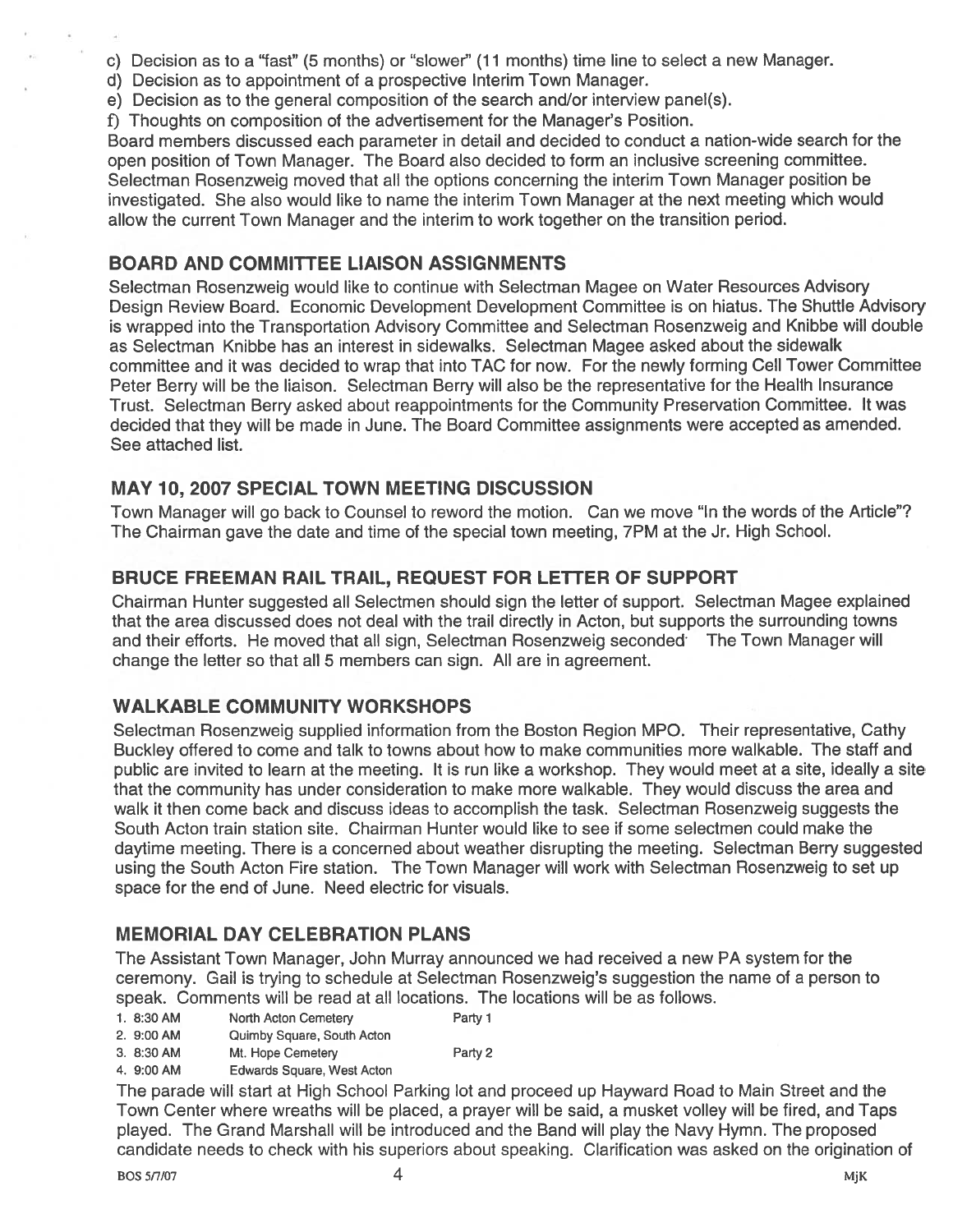c) Decision as to a "fast" (5 months) or "slower" (11 months) time line to select a new Manager.
d) Decision as to appointment of a prospective Interim Town Manager.
e) Decision as to the general composition of the search and/or interview panel(s).
f) Thoughts on composition of the advertisement for the Manager's Position.

Board members discussed each parameter in detail and decided to conduct a nation-wide search for the open position of Town Manager. The Board also decided to form an inclusive screening committee. Selectman Rosenzweig moved that all the options concerning the interim Town Manager position be investigated. She also would like to name the interim Town Manager at the next meeting which would allow the current Town Manager and the interim to work together on the transition period.

## BOARD AND COMMITTEE LIAISON ASSIGNMENTS

Selectman Rosenzweig would like to continue with Selectman Magee on Water Resources Advisory Design Review Board. Economic Development Development Committee is on hiatus. The Shuttle Advisory is wrapped into the Transportation Advisory Committee and Selectman Rosenzweig and Knibbe will double as Selectman Knibbe has an interest in sidewalks. Selectman Magee asked about the sidewalk committee and it was decided to wrap that into TAC for now. For the newly forming Cell Tower Committee Peter Berry will be the liaison. Selectman Berry will also be the representative for the Health Insurance Trust. Selectman Berry asked about reappointments for the Community Preservation Committee. It was decided that they will be made in June. The Board Committee assignments were accepted as amended. See attached list.

## MAY 10, 2007 SPECIAL TOWN MEETING DISCUSSION

Town Manager will go back to Counsel to reword the motion. Can we move "In the words of the Article"? The Chairman gave the date and time of the special town meeting, 7PM at the Jr. High School.

## BRUCE FREEMAN RAIL TRAIL, REQUEST FOR LETTER OF SUPPORT

Chairman Hunter suggested all Selectmen should sign the letter of support. Selectman Magee explained that the area discussed does not deal with the trail directly in Acton, but supports the surrounding towns and their efforts. He moved that all sign, Selectman Rosenzweig seconded. The Town Manager will change the letter so that all 5 members can sign. All are in agreement.

## WALKABLE COMMUNITY WORKSHOPS

Selectman Rosenzweig supplied information from the Boston Region MPO. Their representative, Cathy Buckley offered to come and talk to towns about how to make communities more walkable. The staff and public are invited to learn at the meeting. It is run like a workshop. They would meet at a site, ideally a site that the community has under consideration to make more walkable. They would discuss the area and walk it then come back and discuss ideas to accomplish the task. Selectman Rosenzweig suggests the South Acton train station site. Chairman Hunter would like to see if some selectmen could make the daytime meeting. There is a concerned about weather disrupting the meeting. Selectman Berry suggested using the South Acton Fire station. The Town Manager will work with Selectman Rosenzweig to set up space for the end of June. Need electric for visuals.

## MEMORIAL DAY CELEBRATION PLANS

The Assistant Town Manager, John Murray announced we had received a new PA system for the ceremony. Gail is trying to schedule at Selectman Rosenzweig's suggestion the name of a person to speak. Comments will be read at all locations. The locations will be as follows.

1. 8:30 AM North Acton Cemetery Party 1
2. 9:00 AM Quimby Square, South Acton
3. 8:30 AM Mt. Hope Cemetery Party 2
4. 9:00 AM Edwards Square, West Acton

The parade will start at High School Parking lot and proceed up Hayward Road to Main Street and the Town Center where wreaths will be placed, a prayer will be said, a musket volley will be fired, and Taps played. The Grand Marshall will be introduced and the Band will play the Navy Hymn. The proposed candidate needs to check with his superiors about speaking. Clarification was asked on the origination of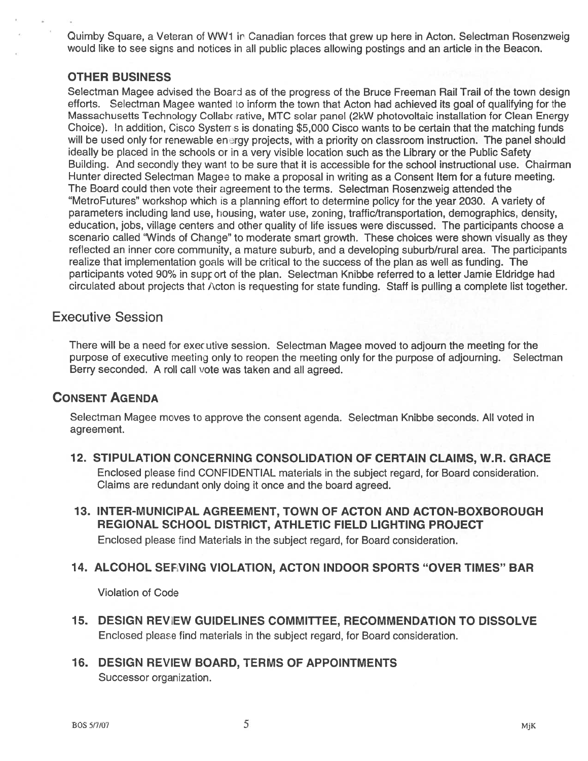Quimby Square, a Veteran of WW1 in Canadian forces that grew up here in Acton. Selectman Rosenzweig would like to see signs and notices in all public places allowing postings and an article in the Beacon.

### OTHER BUSINESS

Selectman Magee advised the Board as of the progress of the Bruce Freeman Rail Trail of the town design efforts. Selectman Magee wanted to inform the town that Acton had achieved its goal of qualifying for the Massachusetts Technology Collaborative, MTC solar panel (2kW photovoltaic installation for Clean Energy Choice). In addition, Cisco Systems is donating $5,000 Cisco wants to be certain that the matching funds will be used only for renewable energy projects, with a priority on classroom instruction. The panel should ideally be placed in the schools or in a very visible location such as the Library or the Public Safety Building. And secondly they want to be sure that it is accessible for the school instructional use. Chairman Hunter directed Selectman Magee to make a proposal in writing as a Consent Item for a future meeting. The Board could then vote their agreement to the terms. Selectman Rosenzweig attended the "MetroFutures" workshop which is a planning effort to determine policy for the year 2030. A variety of parameters including land use, housing, water use, zoning, traffic/transportation, demographics, density, education, jobs, village centers and other quality of life issues were discussed. The participants choose a scenario called "Winds of Change" to moderate smart growth. These choices were shown visually as they reflected an inner core community, a mature suburb, and a developing suburb/rural area. The participants realize that implementation goals will be critical to the success of the plan as well as funding. The participants voted 90% in support of the plan. Selectman Knibbe referred to a letter Jamie Eldridge had circulated about projects that Acton is requesting for state funding. Staff is pulling a complete list together.

## Executive Session

There will be a need for executive session. Selectman Magee moved to adjourn the meeting for the purpose of executive meeting only to reopen the meeting only for the purpose of adjourning. Selectman Berry seconded. A roll call vote was taken and all agreed.

## CONSENT AGENDA

Selectman Magee moves to approve the consent agenda. Selectman Knibbe seconds. All voted in agreement.

### 12. STIPULATION CONCERNING CONSOLIDATION OF CERTAIN CLAIMS, W.R. GRACE

Enclosed please find CONFIDENTIAL materials in the subject regard, for Board consideration. Claims are redundant only doing it once and the board agreed.

### 13. INTER-MUNICIPAL AGREEMENT, TOWN OF ACTON AND ACTON-BOXBOROUGH REGIONAL SCHOOL DISTRICT, ATHLETIC FIELD LIGHTING PROJECT

Enclosed please find Materials in the subject regard, for Board consideration.

### 14. ALCOHOL SERVING VIOLATION, ACTON INDOOR SPORTS "OVER TIMES" BAR

Violation of Code

### 15. DESIGN REVIEW GUIDELINES COMMITTEE, RECOMMENDATION TO DISSOLVE

Enclosed please find materials in the subject regard, for Board consideration.

### 16. DESIGN REVIEW BOARD, TERMS OF APPOINTMENTS

Successor organization.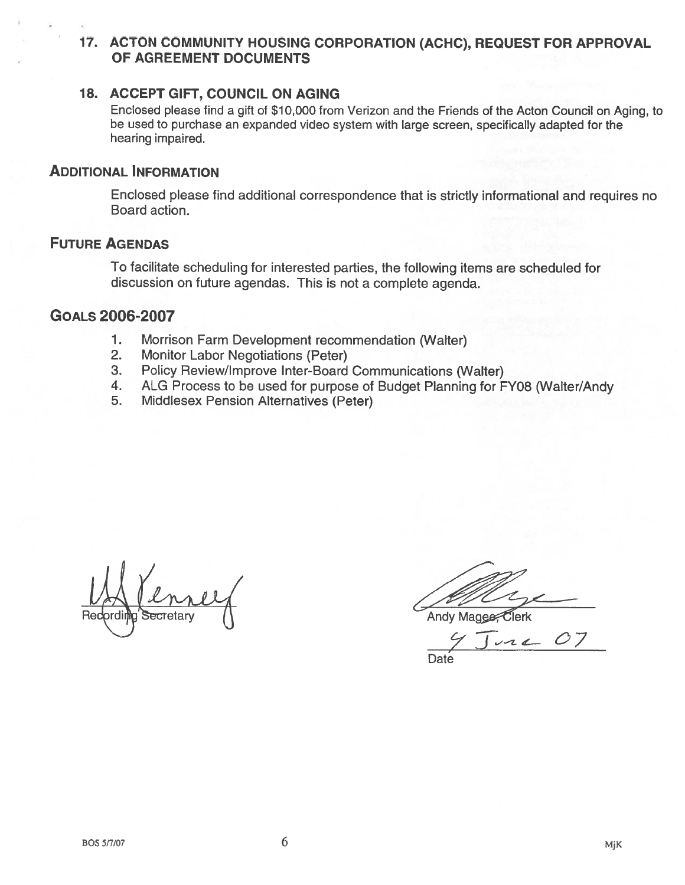## 17. ACTON COMMUNITY HOUSING CORPORATION (ACHC), REQUEST FOR APPROVAL OF AGREEMENT DOCUMENTS

## 18. ACCEPT GIFT, COUNCIL ON AGING

Enclosed please find a gift of $10,000 from Verizon and the Friends of the Acton Council on Aging, to be used to purchase an expanded video system with large screen, specifically adapted for the hearing impaired.

## ADDITIONAL INFORMATION

Enclosed please find additional correspondence that is strictly informational and requires no Board action.

## FUTURE AGENDAS

To facilitate scheduling for interested parties, the following items are scheduled for discussion on future agendas. This is not a complete agenda.

## GOALS 2006-2007

1. Morrison Farm Development recommendation (Walter)
2. Monitor Labor Negotiations (Peter)
3. Policy Review/Improve Inter-Board Communications (Walter)
4. ALG Process to be used for purpose of Budget Planning for FY08 (Walter/Andy
5. Middlesex Pension Alternatives (Peter)

Recording Secretary

Andy Magee, Clerk

4 June 07

Date